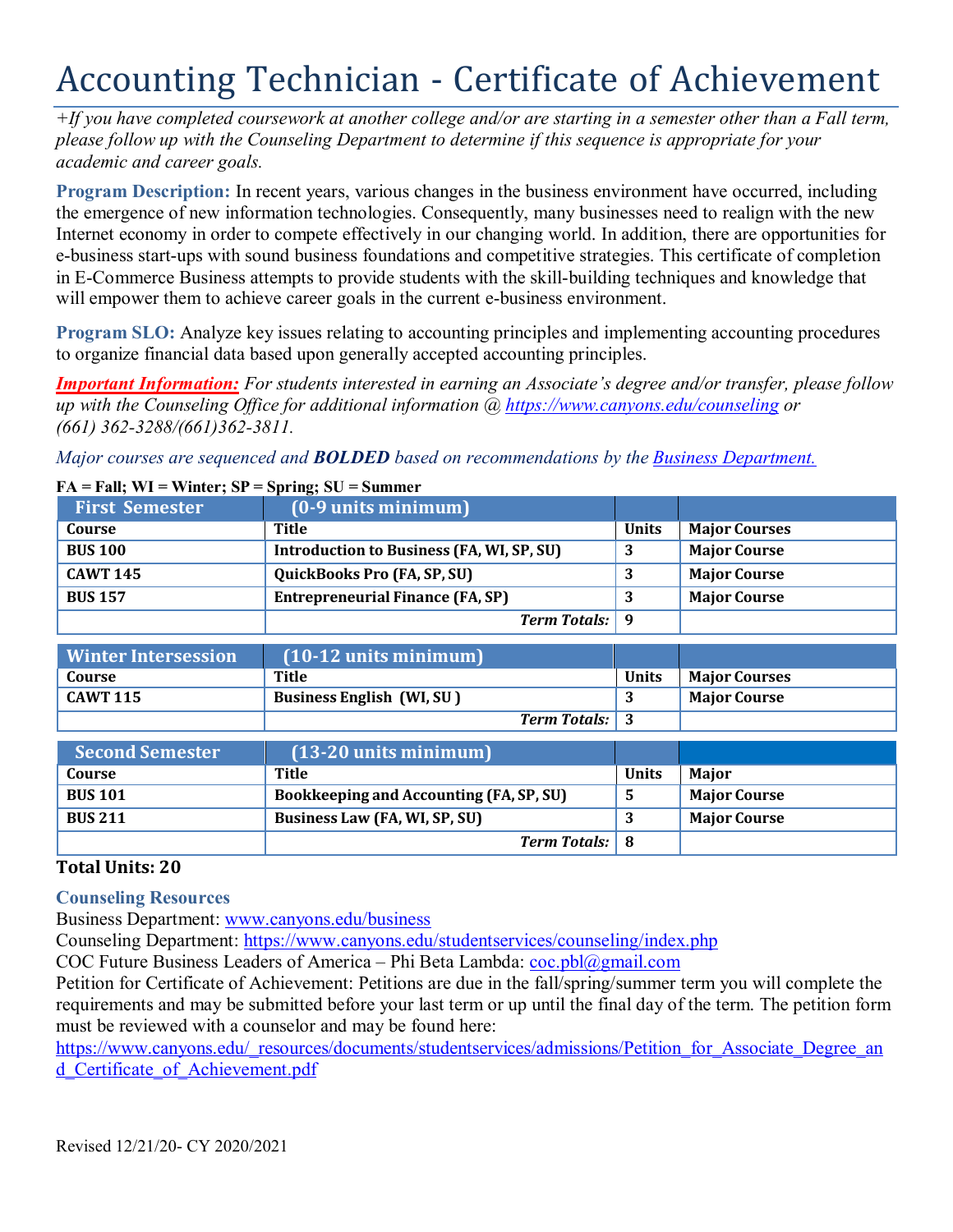# Accounting Technician - Certificate of Achievement

*+If you have completed coursework at another college and/or are starting in a semester other than a Fall term, please follow up with the Counseling Department to determine if this sequence is appropriate for your academic and career goals.*

**Program Description:** In recent years, various changes in the business environment have occurred, including the emergence of new information technologies. Consequently, many businesses need to realign with the new Internet economy in order to compete effectively in our changing world. In addition, there are opportunities for e-business start-ups with sound business foundations and competitive strategies. This certificate of completion in E-Commerce Business attempts to provide students with the skill-building techniques and knowledge that will empower them to achieve career goals in the current e-business environment.

**Program SLO:** Analyze key issues relating to accounting principles and implementing accounting procedures to organize financial data based upon generally accepted accounting principles.

***Important Information:*** *For students interested in earning an Associate's degree and/or transfer, please follow up with the Counseling Office for additional information @ https://www.canyons.edu/counseling or (661) 362-3288/(661)362-3811.*

*Major courses are sequenced and **BOLDED** based on recommendations by the Business Department.*

**FA = Fall; WI = Winter; SP = Spring; SU = Summer**

| First Semester | (0-9 units minimum) | | |
|---|---|---|---|
| **Course** | **Title** | **Units** | **Major Courses** |
| **BUS 100** | **Introduction to Business (FA, WI, SP, SU)** | **3** | **Major Course** |
| **CAWT 145** | **QuickBooks Pro (FA, SP, SU)** | **3** | **Major Course** |
| **BUS 157** | **Entrepreneurial Finance (FA, SP)** | **3** | **Major Course** |
| | ***Term Totals:*** | **9** | |

| Winter Intersession | (10-12 units minimum) | | |
|---|---|---|---|
| **Course** | **Title** | **Units** | **Major Courses** |
| **CAWT 115** | **Business English (WI, SU )** | **3** | **Major Course** |
| | ***Term Totals:*** | **3** | |

| Second Semester | (13-20 units minimum) | | |
|---|---|---|---|
| **Course** | **Title** | **Units** | **Major** |
| **BUS 101** | **Bookkeeping and Accounting (FA, SP, SU)** | **5** | **Major Course** |
| **BUS 211** | **Business Law (FA, WI, SP, SU)** | **3** | **Major Course** |
| | ***Term Totals:*** | **8** | |

**Total Units: 20**

### Counseling Resources

Business Department: www.canyons.edu/business

Counseling Department: https://www.canyons.edu/studentservices/counseling/index.php

COC Future Business Leaders of America – Phi Beta Lambda: coc.pbl@gmail.com

Petition for Certificate of Achievement: Petitions are due in the fall/spring/summer term you will complete the requirements and may be submitted before your last term or up until the final day of the term. The petition form must be reviewed with a counselor and may be found here: https://www.canyons.edu/_resources/documents/studentservices/admissions/Petition_for_Associate_Degree_and_Certificate_of_Achievement.pdf

Revised 12/21/20- CY 2020/2021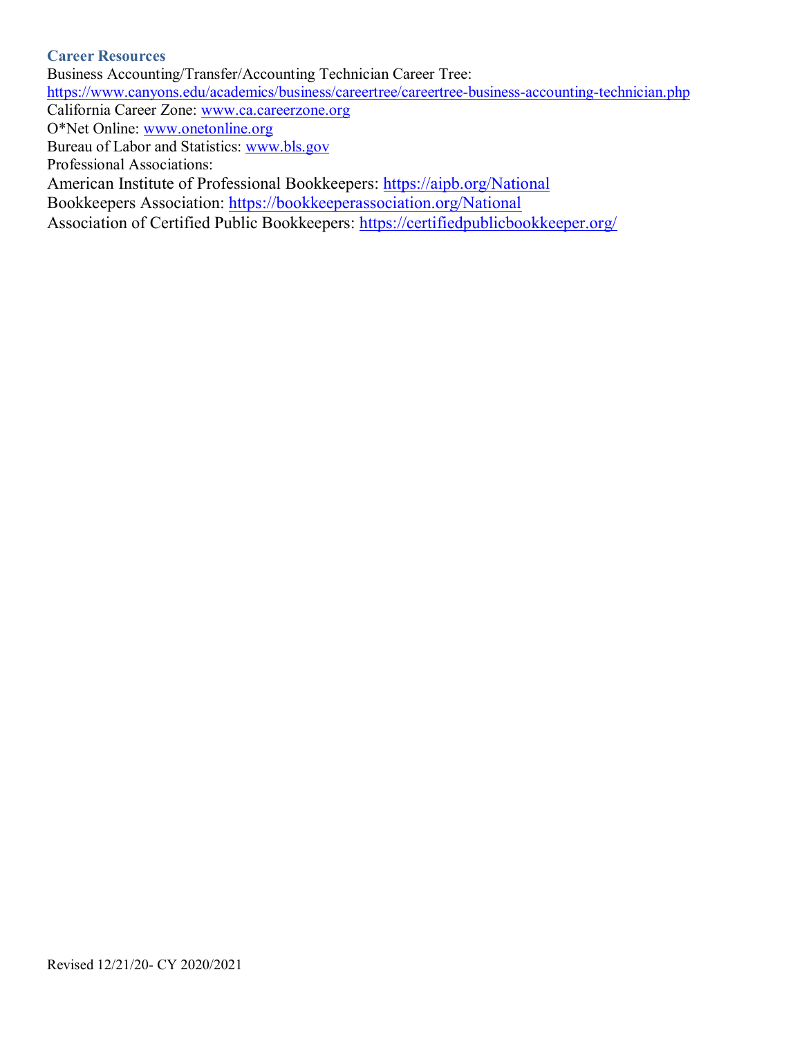### Career Resources

Business Accounting/Transfer/Accounting Technician Career Tree:
https://www.canyons.edu/academics/business/careertree/careertree-business-accounting-technician.php
California Career Zone: www.ca.careerzone.org
O*Net Online: www.onetonline.org
Bureau of Labor and Statistics: www.bls.gov
Professional Associations:
American Institute of Professional Bookkeepers: https://aipb.org/National
Bookkeepers Association: https://bookkeeperassociation.org/National
Association of Certified Public Bookkeepers: https://certifiedpublicbookkeeper.org/

Revised 12/21/20- CY 2020/2021